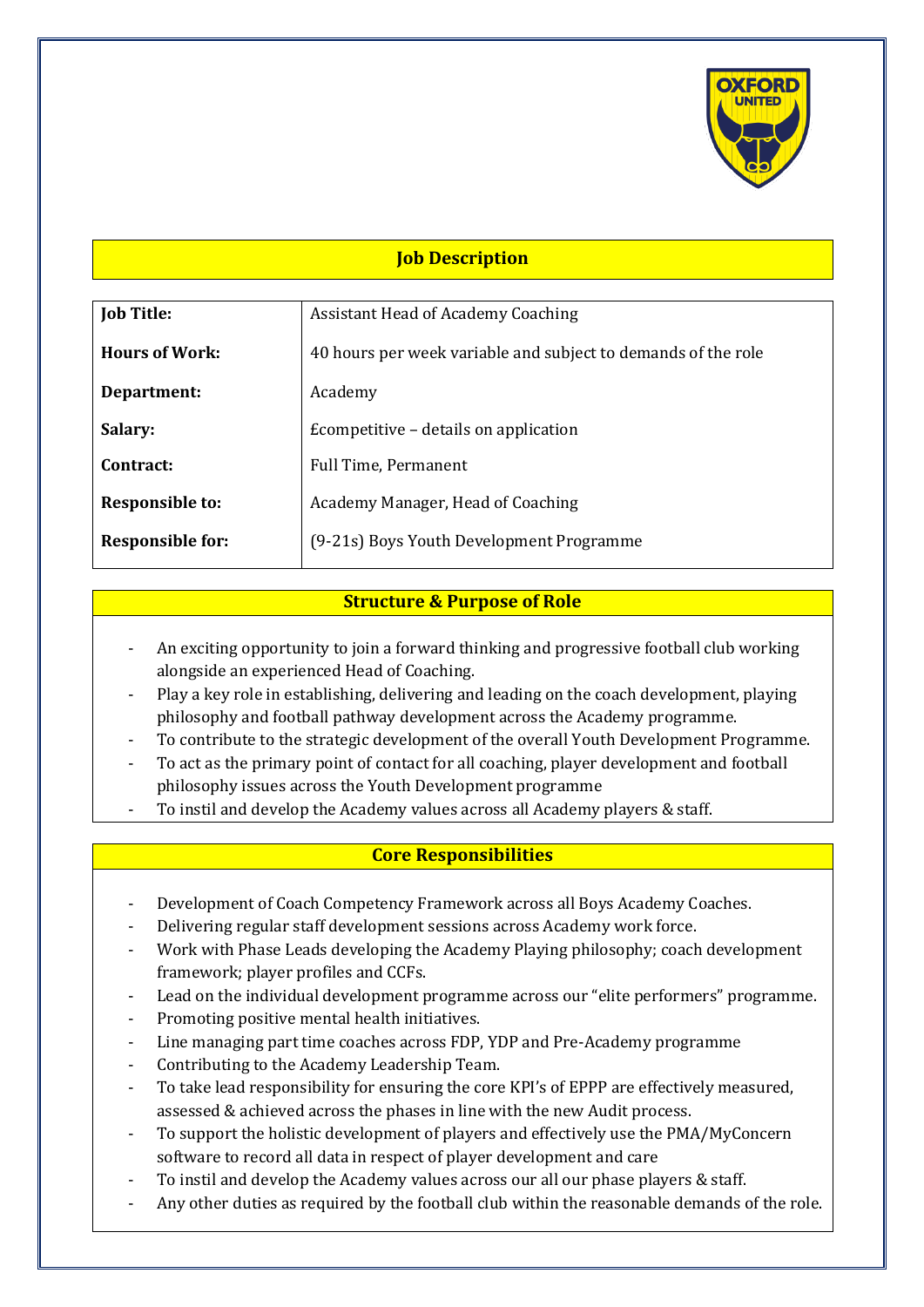## Job Description

| | |
|---|---|
| **Job Title:** | Assistant Head of Academy Coaching |
| **Hours of Work:** | 40 hours per week variable and subject to demands of the role |
| **Department:** | Academy |
| **Salary:** | £competitive – details on application |
| **Contract:** | Full Time, Permanent |
| **Responsible to:** | Academy Manager, Head of Coaching |
| **Responsible for:** | (9-21s) Boys Youth Development Programme |

## Structure & Purpose of Role

- An exciting opportunity to join a forward thinking and progressive football club working alongside an experienced Head of Coaching.
- Play a key role in establishing, delivering and leading on the coach development, playing philosophy and football pathway development across the Academy programme.
- To contribute to the strategic development of the overall Youth Development Programme.
- To act as the primary point of contact for all coaching, player development and football philosophy issues across the Youth Development programme
- To instil and develop the Academy values across all Academy players & staff.

## Core Responsibilities

- Development of Coach Competency Framework across all Boys Academy Coaches.
- Delivering regular staff development sessions across Academy work force.
- Work with Phase Leads developing the Academy Playing philosophy; coach development framework; player profiles and CCFs.
- Lead on the individual development programme across our "elite performers" programme.
- Promoting positive mental health initiatives.
- Line managing part time coaches across FDP, YDP and Pre-Academy programme
- Contributing to the Academy Leadership Team.
- To take lead responsibility for ensuring the core KPI's of EPPP are effectively measured, assessed & achieved across the phases in line with the new Audit process.
- To support the holistic development of players and effectively use the PMA/MyConcern software to record all data in respect of player development and care
- To instil and develop the Academy values across our all our phase players & staff.
- Any other duties as required by the football club within the reasonable demands of the role.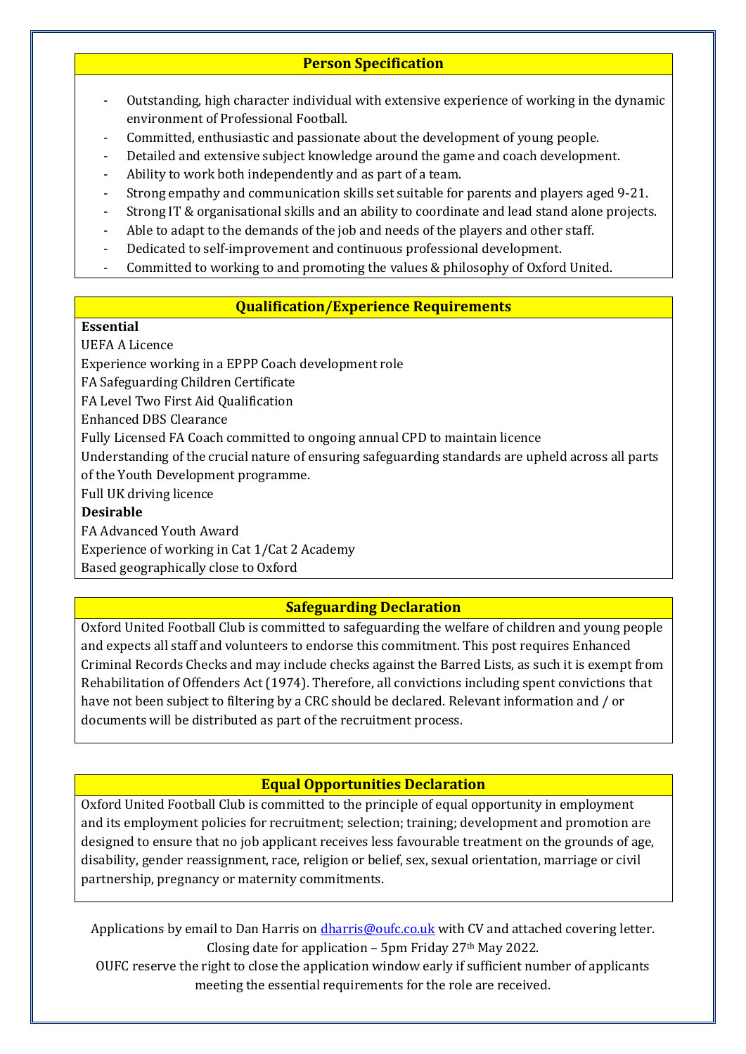## Person Specification

- Outstanding, high character individual with extensive experience of working in the dynamic environment of Professional Football.
- Committed, enthusiastic and passionate about the development of young people.
- Detailed and extensive subject knowledge around the game and coach development.
- Ability to work both independently and as part of a team.
- Strong empathy and communication skills set suitable for parents and players aged 9-21.
- Strong IT & organisational skills and an ability to coordinate and lead stand alone projects.
- Able to adapt to the demands of the job and needs of the players and other staff.
- Dedicated to self-improvement and continuous professional development.
- Committed to working to and promoting the values & philosophy of Oxford United.

## Qualification/Experience Requirements

**Essential**

UEFA A Licence

Experience working in a EPPP Coach development role

FA Safeguarding Children Certificate

FA Level Two First Aid Qualification

Enhanced DBS Clearance

Fully Licensed FA Coach committed to ongoing annual CPD to maintain licence

Understanding of the crucial nature of ensuring safeguarding standards are upheld across all parts of the Youth Development programme.

Full UK driving licence

**Desirable**

FA Advanced Youth Award

Experience of working in Cat 1/Cat 2 Academy

Based geographically close to Oxford

## Safeguarding Declaration

Oxford United Football Club is committed to safeguarding the welfare of children and young people and expects all staff and volunteers to endorse this commitment. This post requires Enhanced Criminal Records Checks and may include checks against the Barred Lists, as such it is exempt from Rehabilitation of Offenders Act (1974). Therefore, all convictions including spent convictions that have not been subject to filtering by a CRC should be declared. Relevant information and / or documents will be distributed as part of the recruitment process.

## Equal Opportunities Declaration

Oxford United Football Club is committed to the principle of equal opportunity in employment and its employment policies for recruitment; selection; training; development and promotion are designed to ensure that no job applicant receives less favourable treatment on the grounds of age, disability, gender reassignment, race, religion or belief, sex, sexual orientation, marriage or civil partnership, pregnancy or maternity commitments.

Applications by email to Dan Harris on dharris@oufc.co.uk with CV and attached covering letter.

Closing date for application – 5pm Friday 27th May 2022.

OUFC reserve the right to close the application window early if sufficient number of applicants meeting the essential requirements for the role are received.